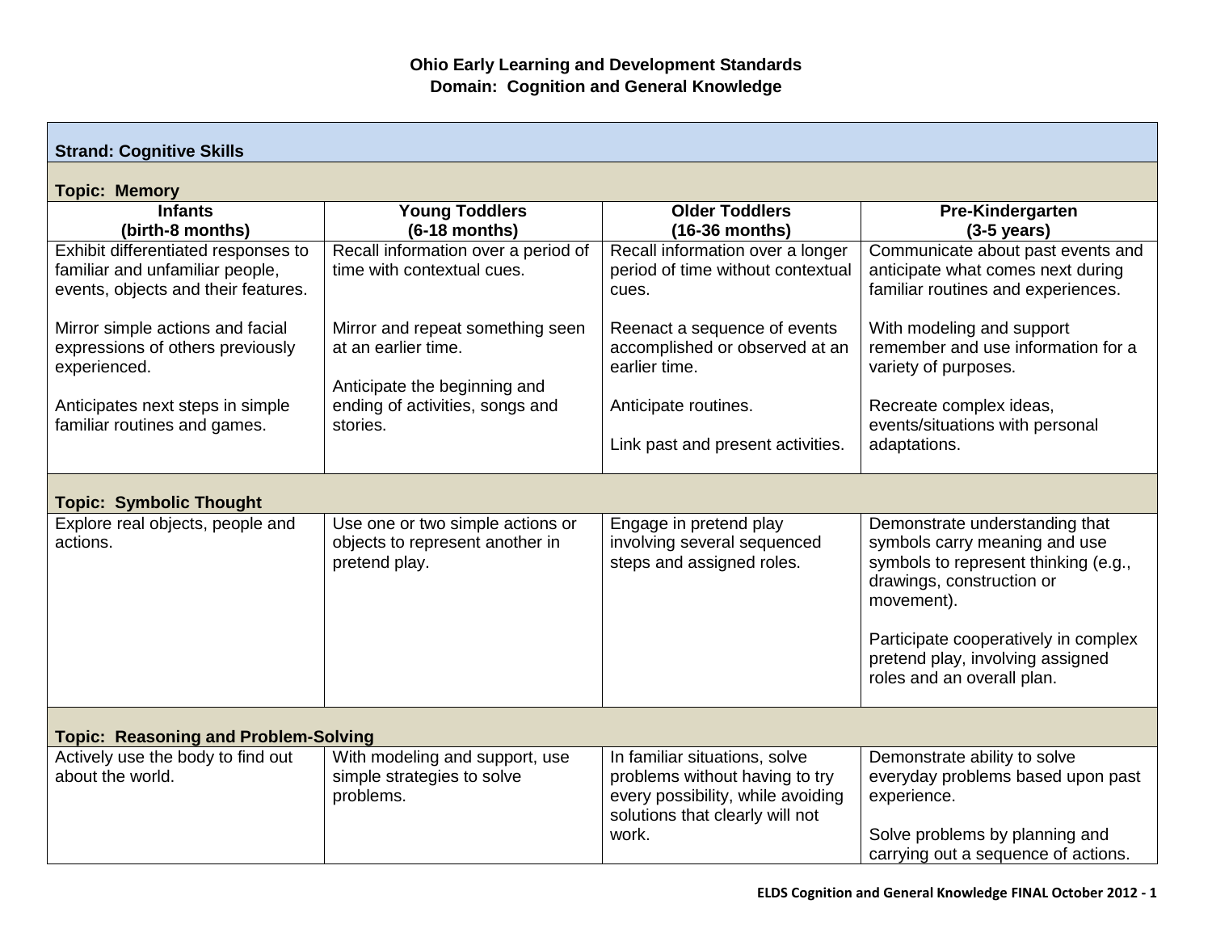# Ohio Early Learning and Development Standards
## Domain: Cognition and General Knowledge

**Strand: Cognitive Skills**

**Topic: Memory**

| Infants (birth-8 months) | Young Toddlers (6-18 months) | Older Toddlers (16-36 months) | Pre-Kindergarten (3-5 years) |
|---|---|---|---|
| Exhibit differentiated responses to familiar and unfamiliar people, events, objects and their features.<br><br>Mirror simple actions and facial expressions of others previously experienced.<br><br>Anticipates next steps in simple familiar routines and games. | Recall information over a period of time with contextual cues.<br><br>Mirror and repeat something seen at an earlier time.<br><br>Anticipate the beginning and ending of activities, songs and stories. | Recall information over a longer period of time without contextual cues.<br><br>Reenact a sequence of events accomplished or observed at an earlier time.<br><br>Anticipate routines.<br><br>Link past and present activities. | Communicate about past events and anticipate what comes next during familiar routines and experiences.<br><br>With modeling and support remember and use information for a variety of purposes.<br><br>Recreate complex ideas, events/situations with personal adaptations. |

**Topic: Symbolic Thought**

| Infants (birth-8 months) | Young Toddlers (6-18 months) | Older Toddlers (16-36 months) | Pre-Kindergarten (3-5 years) |
|---|---|---|---|
| Explore real objects, people and actions. | Use one or two simple actions or objects to represent another in pretend play. | Engage in pretend play involving several sequenced steps and assigned roles. | Demonstrate understanding that symbols carry meaning and use symbols to represent thinking (e.g., drawings, construction or movement).<br><br>Participate cooperatively in complex pretend play, involving assigned roles and an overall plan. |

**Topic: Reasoning and Problem-Solving**

| Infants (birth-8 months) | Young Toddlers (6-18 months) | Older Toddlers (16-36 months) | Pre-Kindergarten (3-5 years) |
|---|---|---|---|
| Actively use the body to find out about the world. | With modeling and support, use simple strategies to solve problems. | In familiar situations, solve problems without having to try every possibility, while avoiding solutions that clearly will not work. | Demonstrate ability to solve everyday problems based upon past experience.<br><br>Solve problems by planning and carrying out a sequence of actions. |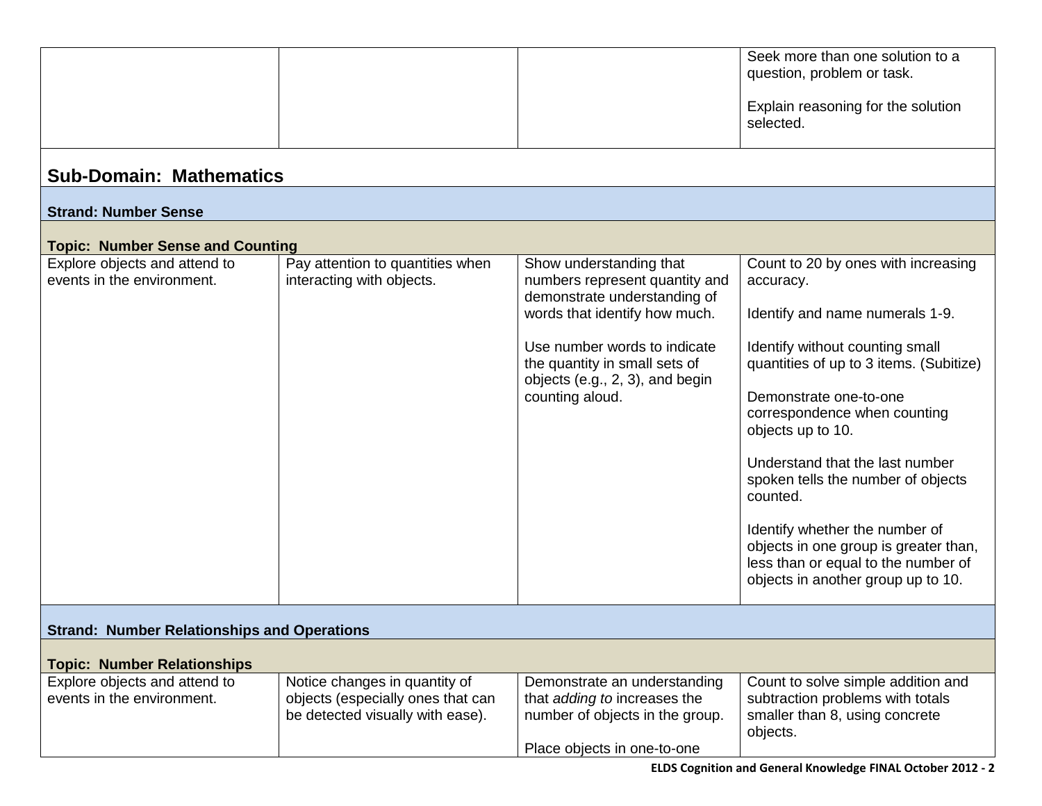| | | | |
|---|---|---|---|
| | | | Seek more than one solution to a question, problem or task.<br><br>Explain reasoning for the solution selected. |

## Sub-Domain: Mathematics

### Strand: Number Sense

#### Topic: Number Sense and Counting

| | | | |
|---|---|---|---|
| Explore objects and attend to events in the environment. | Pay attention to quantities when interacting with objects. | Show understanding that numbers represent quantity and demonstrate understanding of words that identify how much.<br><br>Use number words to indicate the quantity in small sets of objects (e.g., 2, 3), and begin counting aloud. | Count to 20 by ones with increasing accuracy.<br><br>Identify and name numerals 1-9.<br><br>Identify without counting small quantities of up to 3 items. (Subitize)<br><br>Demonstrate one-to-one correspondence when counting objects up to 10.<br><br>Understand that the last number spoken tells the number of objects counted.<br><br>Identify whether the number of objects in one group is greater than, less than or equal to the number of objects in another group up to 10. |

### Strand: Number Relationships and Operations

#### Topic: Number Relationships

| | | | |
|---|---|---|---|
| Explore objects and attend to events in the environment. | Notice changes in quantity of objects (especially ones that can be detected visually with ease). | Demonstrate an understanding that *adding to* increases the number of objects in the group.<br><br>Place objects in one-to-one | Count to solve simple addition and subtraction problems with totals smaller than 8, using concrete objects. |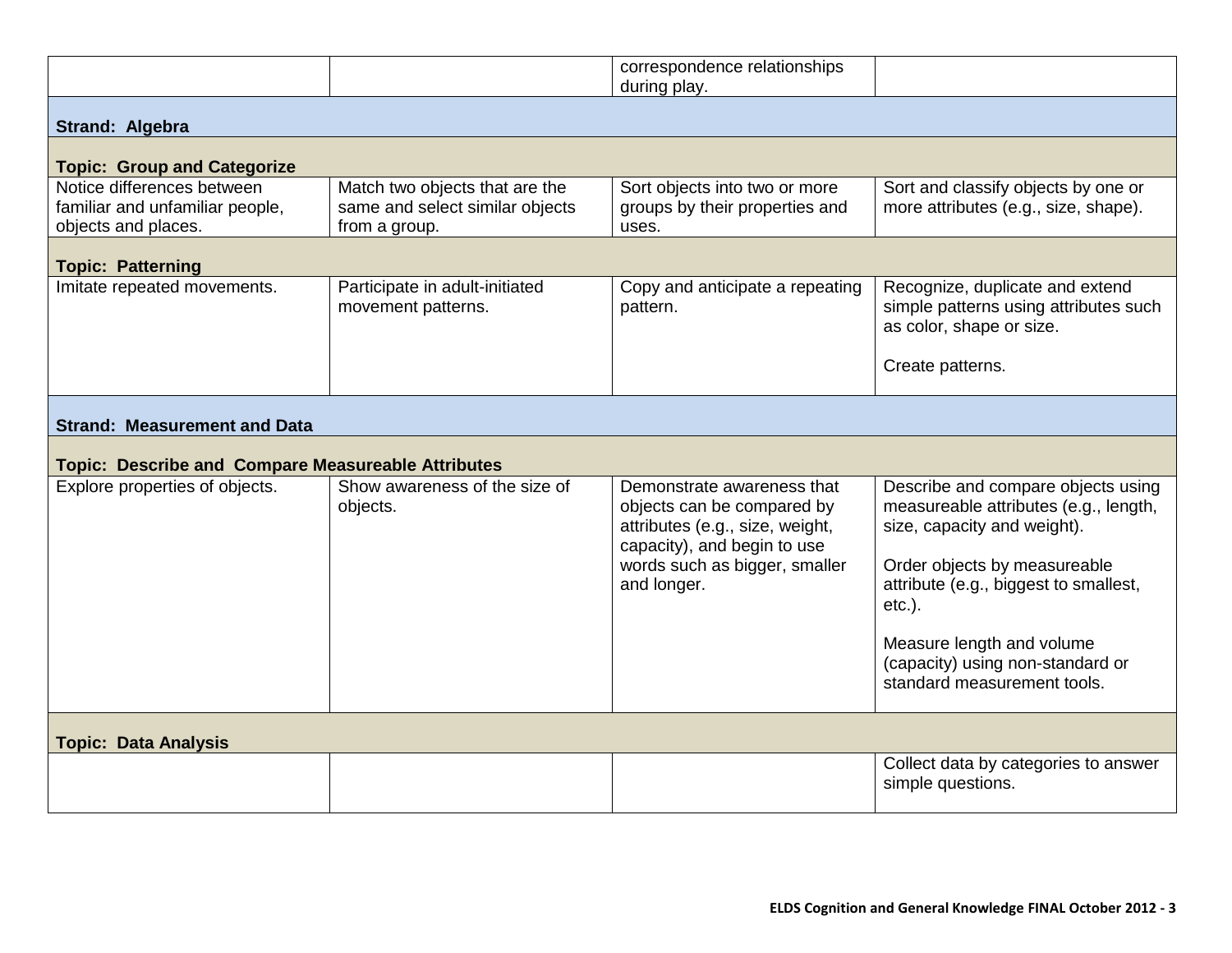| | | | |
|---|---|---|---|
| | | correspondence relationships during play. | |
| **Strand: Algebra** | | | |
| **Topic: Group and Categorize** | | | |
| Notice differences between familiar and unfamiliar people, objects and places. | Match two objects that are the same and select similar objects from a group. | Sort objects into two or more groups by their properties and uses. | Sort and classify objects by one or more attributes (e.g., size, shape). |
| **Topic: Patterning** | | | |
| Imitate repeated movements. | Participate in adult-initiated movement patterns. | Copy and anticipate a repeating pattern. | Recognize, duplicate and extend simple patterns using attributes such as color, shape or size.<br><br>Create patterns. |
| **Strand: Measurement and Data** | | | |
| **Topic: Describe and Compare Measureable Attributes** | | | |
| Explore properties of objects. | Show awareness of the size of objects. | Demonstrate awareness that objects can be compared by attributes (e.g., size, weight, capacity), and begin to use words such as bigger, smaller and longer. | Describe and compare objects using measureable attributes (e.g., length, size, capacity and weight).<br><br>Order objects by measureable attribute (e.g., biggest to smallest, etc.).<br><br>Measure length and volume (capacity) using non-standard or standard measurement tools. |
| **Topic: Data Analysis** | | | |
| | | | Collect data by categories to answer simple questions. |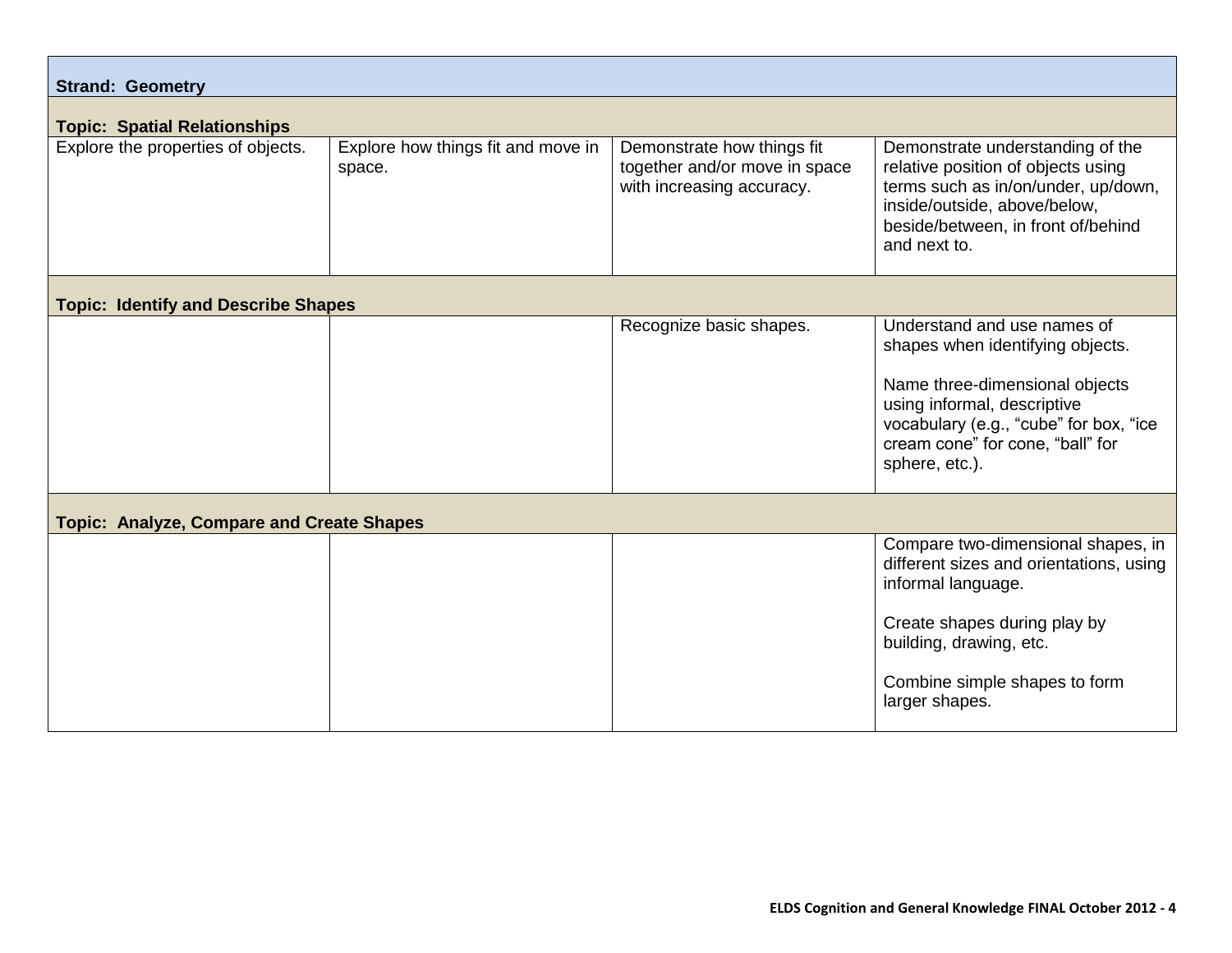| **Strand: Geometry** | | | |
|---|---|---|---|
| **Topic: Spatial Relationships** | | | |
| Explore the properties of objects. | Explore how things fit and move in space. | Demonstrate how things fit together and/or move in space with increasing accuracy. | Demonstrate understanding of the relative position of objects using terms such as in/on/under, up/down, inside/outside, above/below, beside/between, in front of/behind and next to. |
| **Topic: Identify and Describe Shapes** | | | |
| | | Recognize basic shapes. | Understand and use names of shapes when identifying objects.<br><br>Name three-dimensional objects using informal, descriptive vocabulary (e.g., "cube" for box, "ice cream cone" for cone, "ball" for sphere, etc.). |
| **Topic: Analyze, Compare and Create Shapes** | | | |
| | | | Compare two-dimensional shapes, in different sizes and orientations, using informal language.<br><br>Create shapes during play by building, drawing, etc.<br><br>Combine simple shapes to form larger shapes. |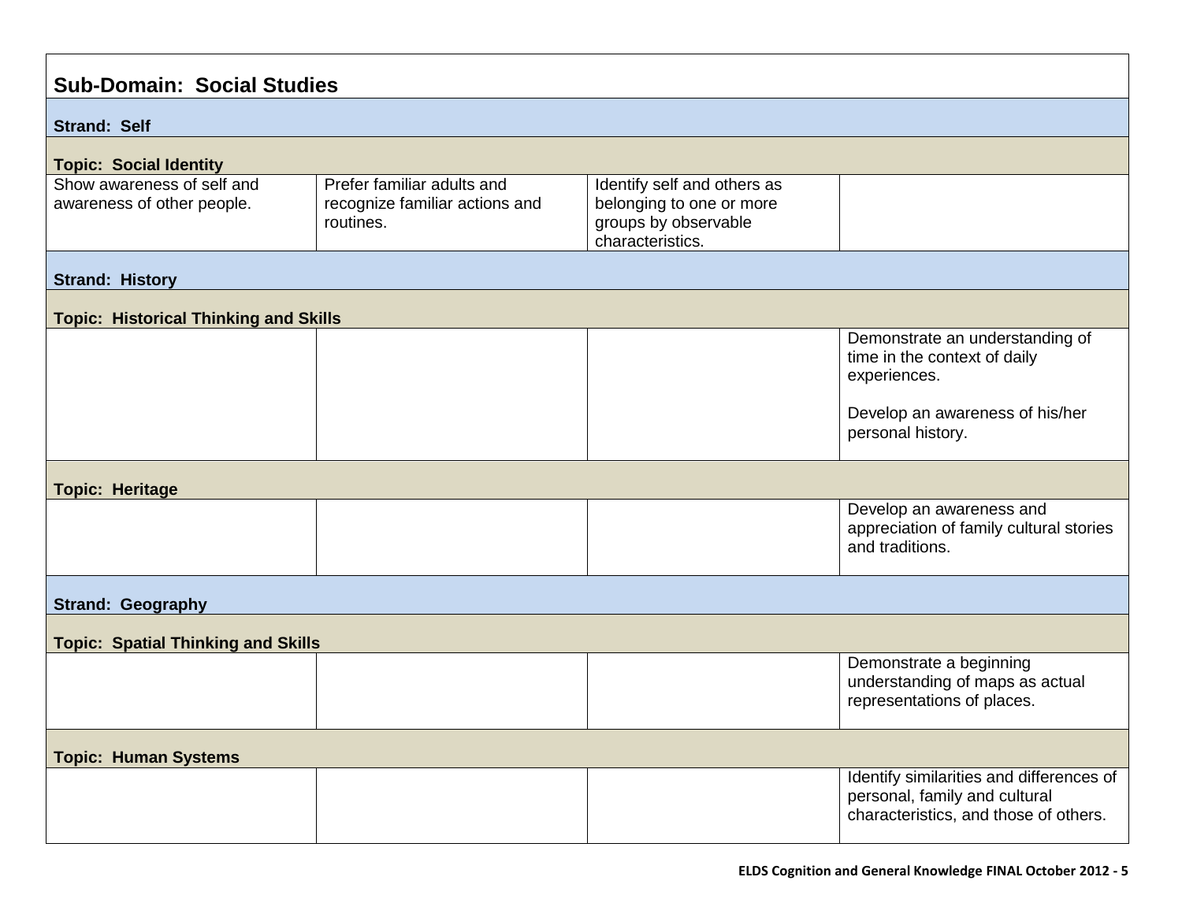## Sub-Domain: Social Studies

| | | | |
|---|---|---|---|
| **Strand: Self** | | | |
| **Topic: Social Identity** | | | |
| Show awareness of self and awareness of other people. | Prefer familiar adults and recognize familiar actions and routines. | Identify self and others as belonging to one or more groups by observable characteristics. | |
| **Strand: History** | | | |
| **Topic: Historical Thinking and Skills** | | | |
| | | | Demonstrate an understanding of time in the context of daily experiences.<br><br>Develop an awareness of his/her personal history. |
| **Topic: Heritage** | | | |
| | | | Develop an awareness and appreciation of family cultural stories and traditions. |
| **Strand: Geography** | | | |
| **Topic: Spatial Thinking and Skills** | | | |
| | | | Demonstrate a beginning understanding of maps as actual representations of places. |
| **Topic: Human Systems** | | | |
| | | | Identify similarities and differences of personal, family and cultural characteristics, and those of others. |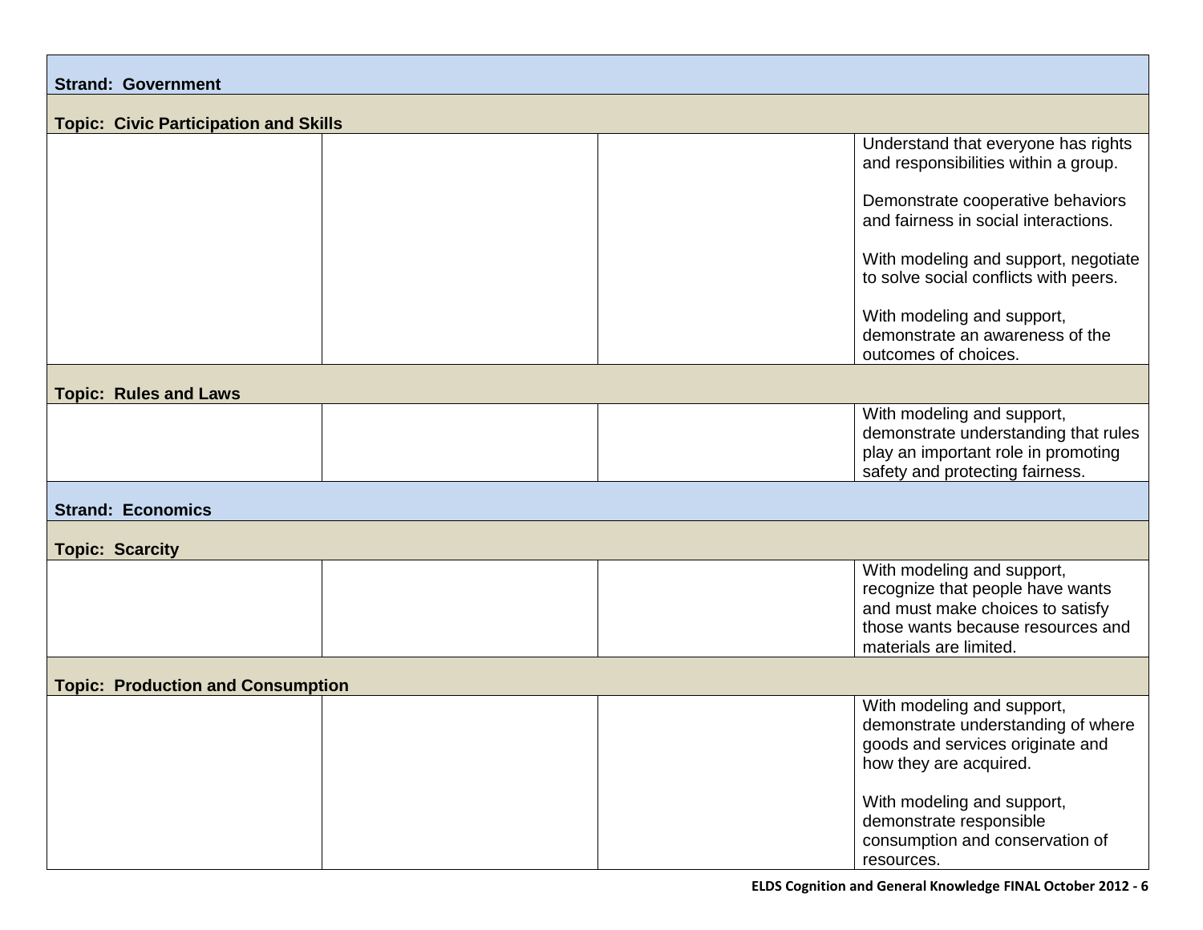| | | | |
|---|---|---|---|
| **Strand: Government** | | | |
| **Topic: Civic Participation and Skills** | | | |
| | | | Understand that everyone has rights and responsibilities within a group.<br><br>Demonstrate cooperative behaviors and fairness in social interactions.<br><br>With modeling and support, negotiate to solve social conflicts with peers.<br><br>With modeling and support, demonstrate an awareness of the outcomes of choices. |
| **Topic: Rules and Laws** | | | |
| | | | With modeling and support, demonstrate understanding that rules play an important role in promoting safety and protecting fairness. |
| **Strand: Economics** | | | |
| **Topic: Scarcity** | | | |
| | | | With modeling and support, recognize that people have wants and must make choices to satisfy those wants because resources and materials are limited. |
| **Topic: Production and Consumption** | | | |
| | | | With modeling and support, demonstrate understanding of where goods and services originate and how they are acquired.<br><br>With modeling and support, demonstrate responsible consumption and conservation of resources. |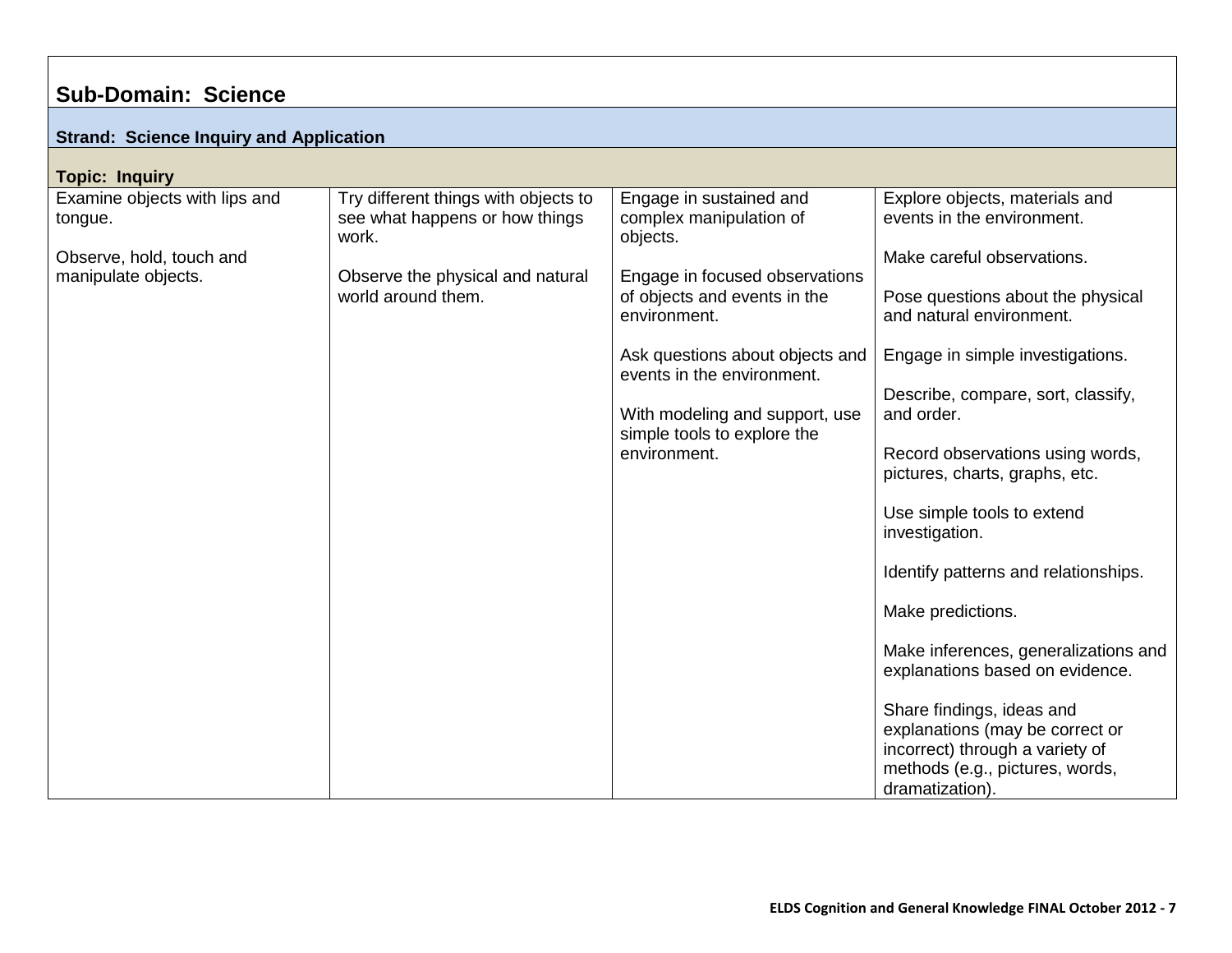## Sub-Domain: Science

### Strand: Science Inquiry and Application

#### Topic: Inquiry

| | | | |
|---|---|---|---|
| Examine objects with lips and tongue.<br><br>Observe, hold, touch and manipulate objects. | Try different things with objects to see what happens or how things work.<br><br>Observe the physical and natural world around them. | Engage in sustained and complex manipulation of objects.<br><br>Engage in focused observations of objects and events in the environment.<br><br>Ask questions about objects and events in the environment.<br><br>With modeling and support, use simple tools to explore the environment. | Explore objects, materials and events in the environment.<br><br>Make careful observations.<br><br>Pose questions about the physical and natural environment.<br><br>Engage in simple investigations.<br><br>Describe, compare, sort, classify, and order.<br><br>Record observations using words, pictures, charts, graphs, etc.<br><br>Use simple tools to extend investigation.<br><br>Identify patterns and relationships.<br><br>Make predictions.<br><br>Make inferences, generalizations and explanations based on evidence.<br><br>Share findings, ideas and explanations (may be correct or incorrect) through a variety of methods (e.g., pictures, words, dramatization). |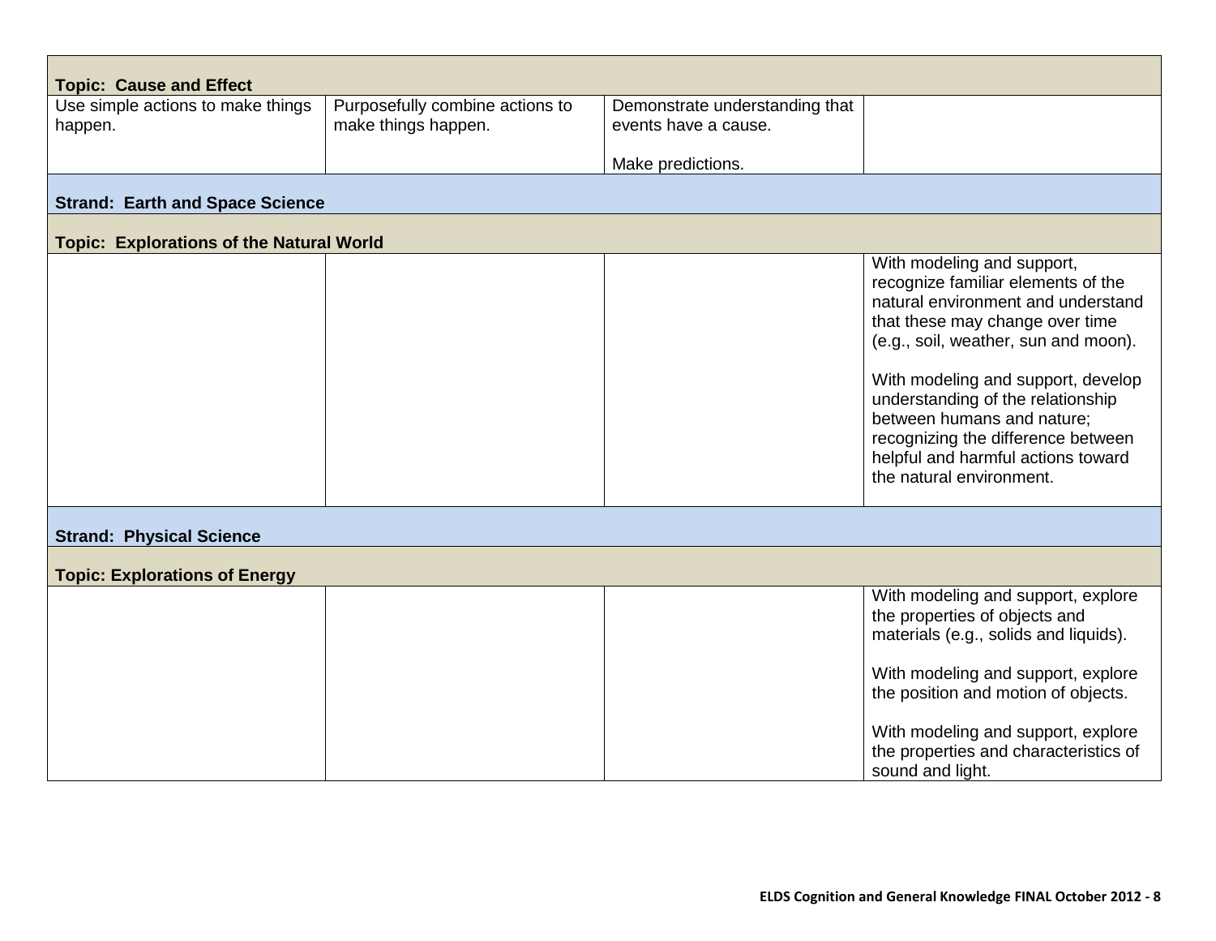| Topic: Cause and Effect | | | |
|---|---|---|---|
| Use simple actions to make things happen. | Purposefully combine actions to make things happen. | Demonstrate understanding that events have a cause.<br><br>Make predictions. | |
| **Strand: Earth and Space Science** | | | |
| **Topic: Explorations of the Natural World** | | | |
| | | | With modeling and support, recognize familiar elements of the natural environment and understand that these may change over time (e.g., soil, weather, sun and moon).<br><br>With modeling and support, develop understanding of the relationship between humans and nature; recognizing the difference between helpful and harmful actions toward the natural environment. |
| **Strand: Physical Science** | | | |
| **Topic: Explorations of Energy** | | | |
| | | | With modeling and support, explore the properties of objects and materials (e.g., solids and liquids).<br><br>With modeling and support, explore the position and motion of objects.<br><br>With modeling and support, explore the properties and characteristics of sound and light. |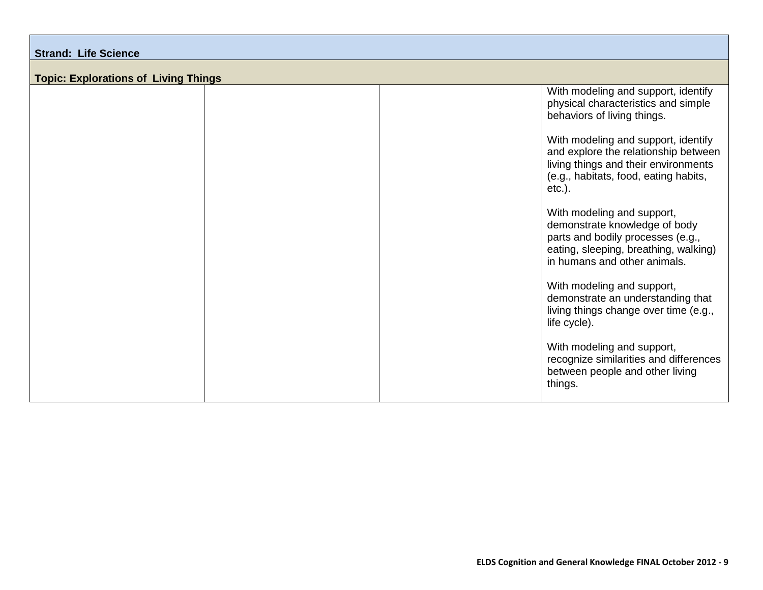| Strand: Life Science | | | |
| --- | --- | --- | --- |
| **Topic: Explorations of Living Things** | | | |
| | | | With modeling and support, identify physical characteristics and simple behaviors of living things.<br><br>With modeling and support, identify and explore the relationship between living things and their environments (e.g., habitats, food, eating habits, etc.).<br><br>With modeling and support, demonstrate knowledge of body parts and bodily processes (e.g., eating, sleeping, breathing, walking) in humans and other animals.<br><br>With modeling and support, demonstrate an understanding that living things change over time (e.g., life cycle).<br><br>With modeling and support, recognize similarities and differences between people and other living things. |